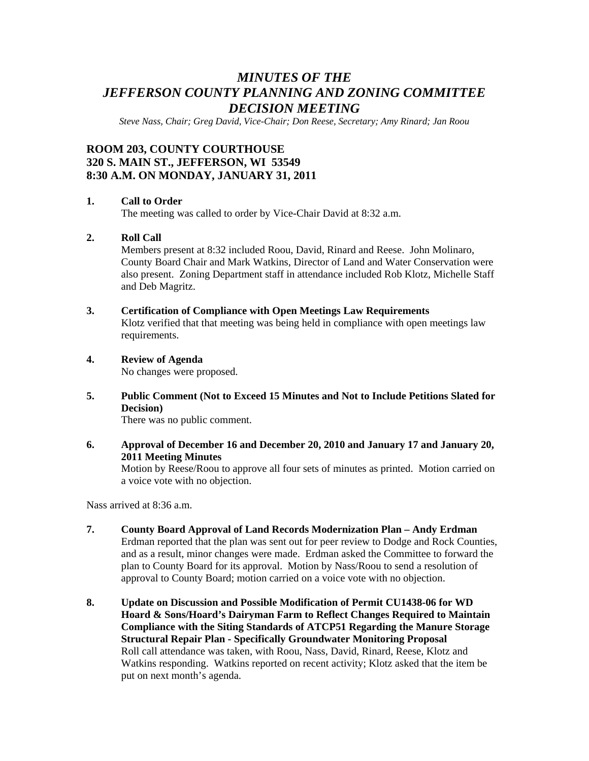# *MINUTES OF THE JEFFERSON COUNTY PLANNING AND ZONING COMMITTEE DECISION MEETING*

*Steve Nass, Chair; Greg David, Vice-Chair; Don Reese, Secretary; Amy Rinard; Jan Roou*

## ROOM 203, COUNTY COURTHOUSE
## 320 S. MAIN ST., JEFFERSON, WI 53549
## 8:30 A.M. ON MONDAY, JANUARY 31, 2011

**1. Call to Order**

The meeting was called to order by Vice-Chair David at 8:32 a.m.

**2. Roll Call**

Members present at 8:32 included Roou, David, Rinard and Reese. John Molinaro, County Board Chair and Mark Watkins, Director of Land and Water Conservation were also present. Zoning Department staff in attendance included Rob Klotz, Michelle Staff and Deb Magritz.

**3. Certification of Compliance with Open Meetings Law Requirements**

Klotz verified that that meeting was being held in compliance with open meetings law requirements.

**4. Review of Agenda**

No changes were proposed.

**5. Public Comment (Not to Exceed 15 Minutes and Not to Include Petitions Slated for Decision)**

There was no public comment.

**6. Approval of December 16 and December 20, 2010 and January 17 and January 20, 2011 Meeting Minutes**

Motion by Reese/Roou to approve all four sets of minutes as printed. Motion carried on a voice vote with no objection.

Nass arrived at 8:36 a.m.

**7. County Board Approval of Land Records Modernization Plan – Andy Erdman**

Erdman reported that the plan was sent out for peer review to Dodge and Rock Counties, and as a result, minor changes were made. Erdman asked the Committee to forward the plan to County Board for its approval. Motion by Nass/Roou to send a resolution of approval to County Board; motion carried on a voice vote with no objection.

**8. Update on Discussion and Possible Modification of Permit CU1438-06 for WD Hoard & Sons/Hoard's Dairyman Farm to Reflect Changes Required to Maintain Compliance with the Siting Standards of ATCP51 Regarding the Manure Storage Structural Repair Plan - Specifically Groundwater Monitoring Proposal**

Roll call attendance was taken, with Roou, Nass, David, Rinard, Reese, Klotz and Watkins responding. Watkins reported on recent activity; Klotz asked that the item be put on next month's agenda.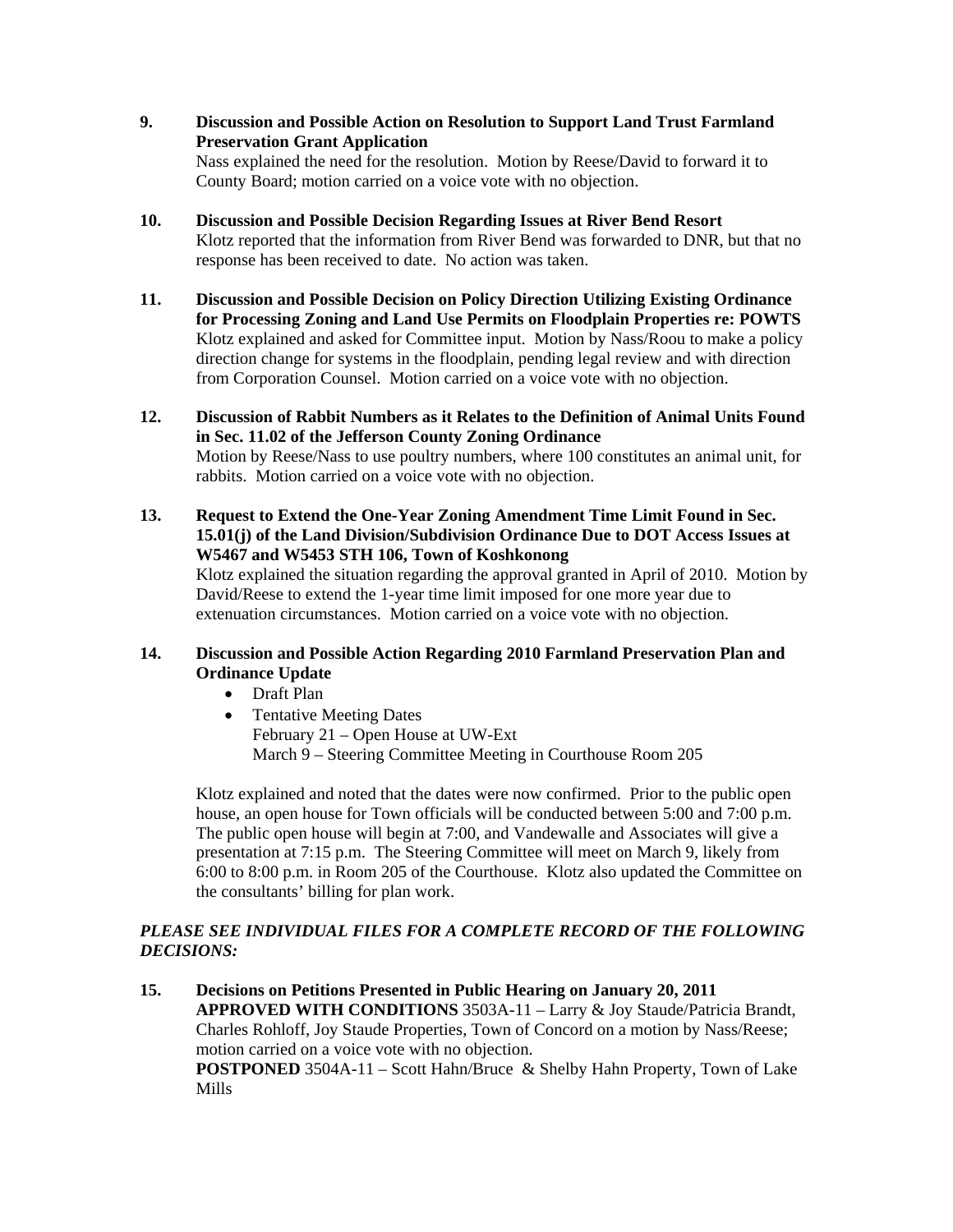**9. Discussion and Possible Action on Resolution to Support Land Trust Farmland Preservation Grant Application**

Nass explained the need for the resolution. Motion by Reese/David to forward it to County Board; motion carried on a voice vote with no objection.

**10. Discussion and Possible Decision Regarding Issues at River Bend Resort**

Klotz reported that the information from River Bend was forwarded to DNR, but that no response has been received to date. No action was taken.

**11. Discussion and Possible Decision on Policy Direction Utilizing Existing Ordinance for Processing Zoning and Land Use Permits on Floodplain Properties re: POWTS**

Klotz explained and asked for Committee input. Motion by Nass/Roou to make a policy direction change for systems in the floodplain, pending legal review and with direction from Corporation Counsel. Motion carried on a voice vote with no objection.

**12. Discussion of Rabbit Numbers as it Relates to the Definition of Animal Units Found in Sec. 11.02 of the Jefferson County Zoning Ordinance**

Motion by Reese/Nass to use poultry numbers, where 100 constitutes an animal unit, for rabbits. Motion carried on a voice vote with no objection.

**13. Request to Extend the One-Year Zoning Amendment Time Limit Found in Sec. 15.01(j) of the Land Division/Subdivision Ordinance Due to DOT Access Issues at W5467 and W5453 STH 106, Town of Koshkonong**

Klotz explained the situation regarding the approval granted in April of 2010. Motion by David/Reese to extend the 1-year time limit imposed for one more year due to extenuation circumstances. Motion carried on a voice vote with no objection.

**14. Discussion and Possible Action Regarding 2010 Farmland Preservation Plan and Ordinance Update**

- Draft Plan
- Tentative Meeting Dates
  February 21 – Open House at UW-Ext
  March 9 – Steering Committee Meeting in Courthouse Room 205

Klotz explained and noted that the dates were now confirmed. Prior to the public open house, an open house for Town officials will be conducted between 5:00 and 7:00 p.m. The public open house will begin at 7:00, and Vandewalle and Associates will give a presentation at 7:15 p.m. The Steering Committee will meet on March 9, likely from 6:00 to 8:00 p.m. in Room 205 of the Courthouse. Klotz also updated the Committee on the consultants' billing for plan work.

***PLEASE SEE INDIVIDUAL FILES FOR A COMPLETE RECORD OF THE FOLLOWING DECISIONS:***

**15. Decisions on Petitions Presented in Public Hearing on January 20, 2011**

**APPROVED WITH CONDITIONS** 3503A-11 – Larry & Joy Staude/Patricia Brandt, Charles Rohloff, Joy Staude Properties, Town of Concord on a motion by Nass/Reese; motion carried on a voice vote with no objection.

**POSTPONED** 3504A-11 – Scott Hahn/Bruce & Shelby Hahn Property, Town of Lake Mills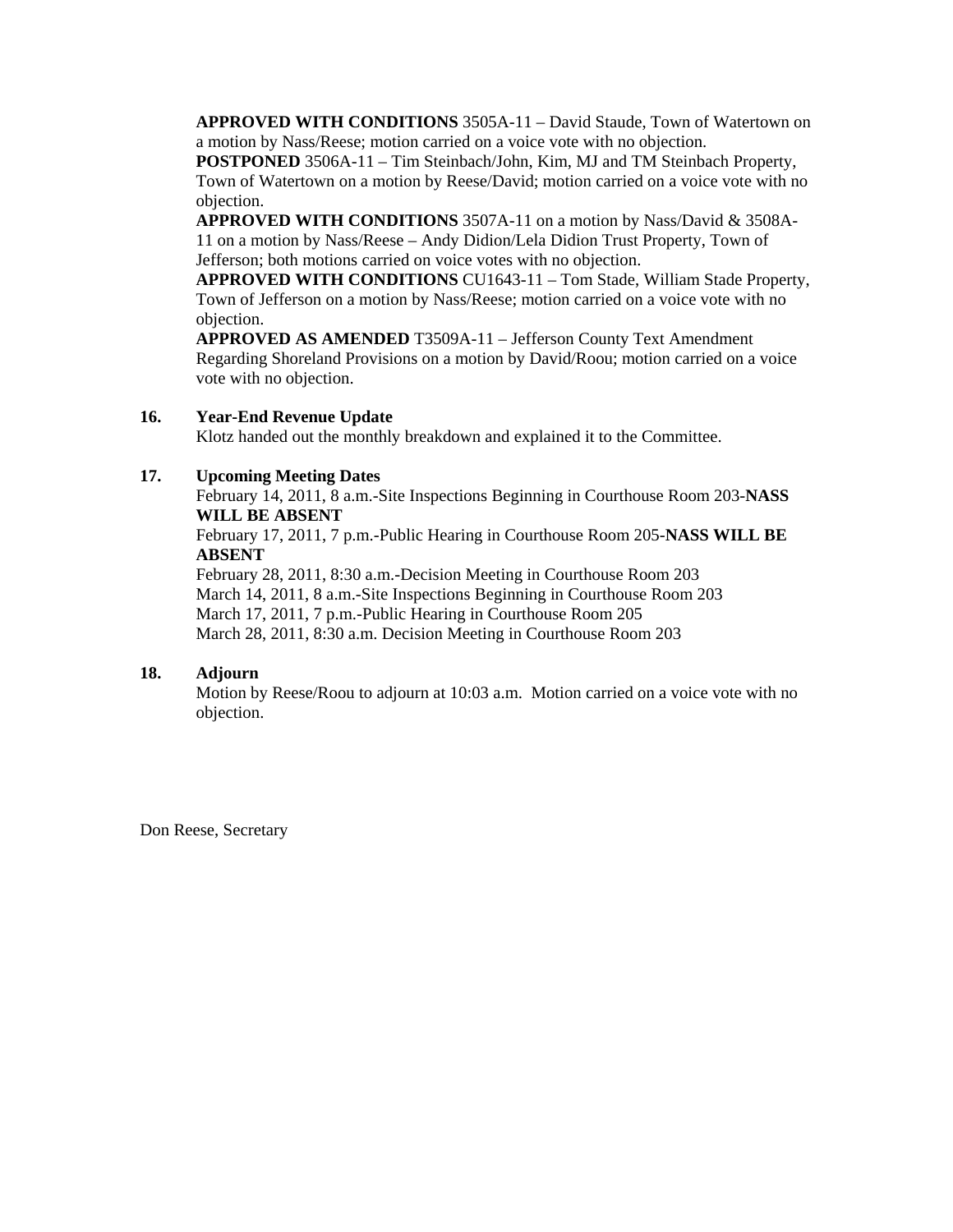**APPROVED WITH CONDITIONS** 3505A-11 – David Staude, Town of Watertown on a motion by Nass/Reese; motion carried on a voice vote with no objection.
**POSTPONED** 3506A-11 – Tim Steinbach/John, Kim, MJ and TM Steinbach Property, Town of Watertown on a motion by Reese/David; motion carried on a voice vote with no objection.
**APPROVED WITH CONDITIONS** 3507A-11 on a motion by Nass/David & 3508A-11 on a motion by Nass/Reese – Andy Didion/Lela Didion Trust Property, Town of Jefferson; both motions carried on voice votes with no objection.
**APPROVED WITH CONDITIONS** CU1643-11 – Tom Stade, William Stade Property, Town of Jefferson on a motion by Nass/Reese; motion carried on a voice vote with no objection.
**APPROVED AS AMENDED** T3509A-11 – Jefferson County Text Amendment Regarding Shoreland Provisions on a motion by David/Roou; motion carried on a voice vote with no objection.

**16. Year-End Revenue Update**

Klotz handed out the monthly breakdown and explained it to the Committee.

**17. Upcoming Meeting Dates**

February 14, 2011, 8 a.m.-Site Inspections Beginning in Courthouse Room 203-**NASS WILL BE ABSENT**
February 17, 2011, 7 p.m.-Public Hearing in Courthouse Room 205-**NASS WILL BE ABSENT**
February 28, 2011, 8:30 a.m.-Decision Meeting in Courthouse Room 203
March 14, 2011, 8 a.m.-Site Inspections Beginning in Courthouse Room 203
March 17, 2011, 7 p.m.-Public Hearing in Courthouse Room 205
March 28, 2011, 8:30 a.m. Decision Meeting in Courthouse Room 203

**18. Adjourn**

Motion by Reese/Roou to adjourn at 10:03 a.m. Motion carried on a voice vote with no objection.

Don Reese, Secretary